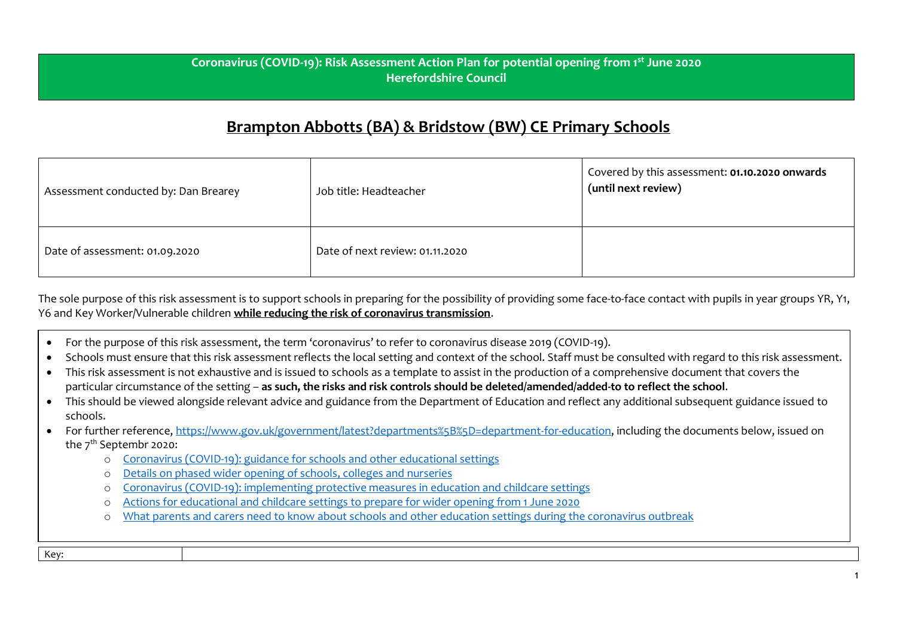**Coronavirus (COVID-19): Risk Assessment Action Plan for potential opening from 1st June 2020**
**Herefordshire Council**

# Brampton Abbotts (BA) & Bridstow (BW) CE Primary Schools

| Assessment conducted by: Dan Brearey | Job title: Headteacher | Covered by this assessment: **01.10.2020 onwards (until next review)** |
|---|---|---|
| Date of assessment: 01.09.2020 | Date of next review: 01.11.2020 | |

The sole purpose of this risk assessment is to support schools in preparing for the possibility of providing some face-to-face contact with pupils in year groups YR, Y1, Y6 and Key Worker/Vulnerable children **while reducing the risk of coronavirus transmission**.

- For the purpose of this risk assessment, the term 'coronavirus' to refer to coronavirus disease 2019 (COVID-19).
- Schools must ensure that this risk assessment reflects the local setting and context of the school. Staff must be consulted with regard to this risk assessment.
- This risk assessment is not exhaustive and is issued to schools as a template to assist in the production of a comprehensive document that covers the particular circumstance of the setting – **as such, the risks and risk controls should be deleted/amended/added-to to reflect the school**.
- This should be viewed alongside relevant advice and guidance from the Department of Education and reflect any additional subsequent guidance issued to schools.
- For further reference, [https://www.gov.uk/government/latest?departments%5B%5D=department-for-education](https://www.gov.uk/government/latest?departments%5B%5D=department-for-education), including the documents below, issued on the 7th Septembr 2020:
  - Coronavirus (COVID-19): guidance for schools and other educational settings
  - Details on phased wider opening of schools, colleges and nurseries
  - Coronavirus (COVID-19): implementing protective measures in education and childcare settings
  - Actions for educational and childcare settings to prepare for wider opening from 1 June 2020
  - What parents and carers need to know about schools and other education settings during the coronavirus outbreak

| Key: | |
|---|---|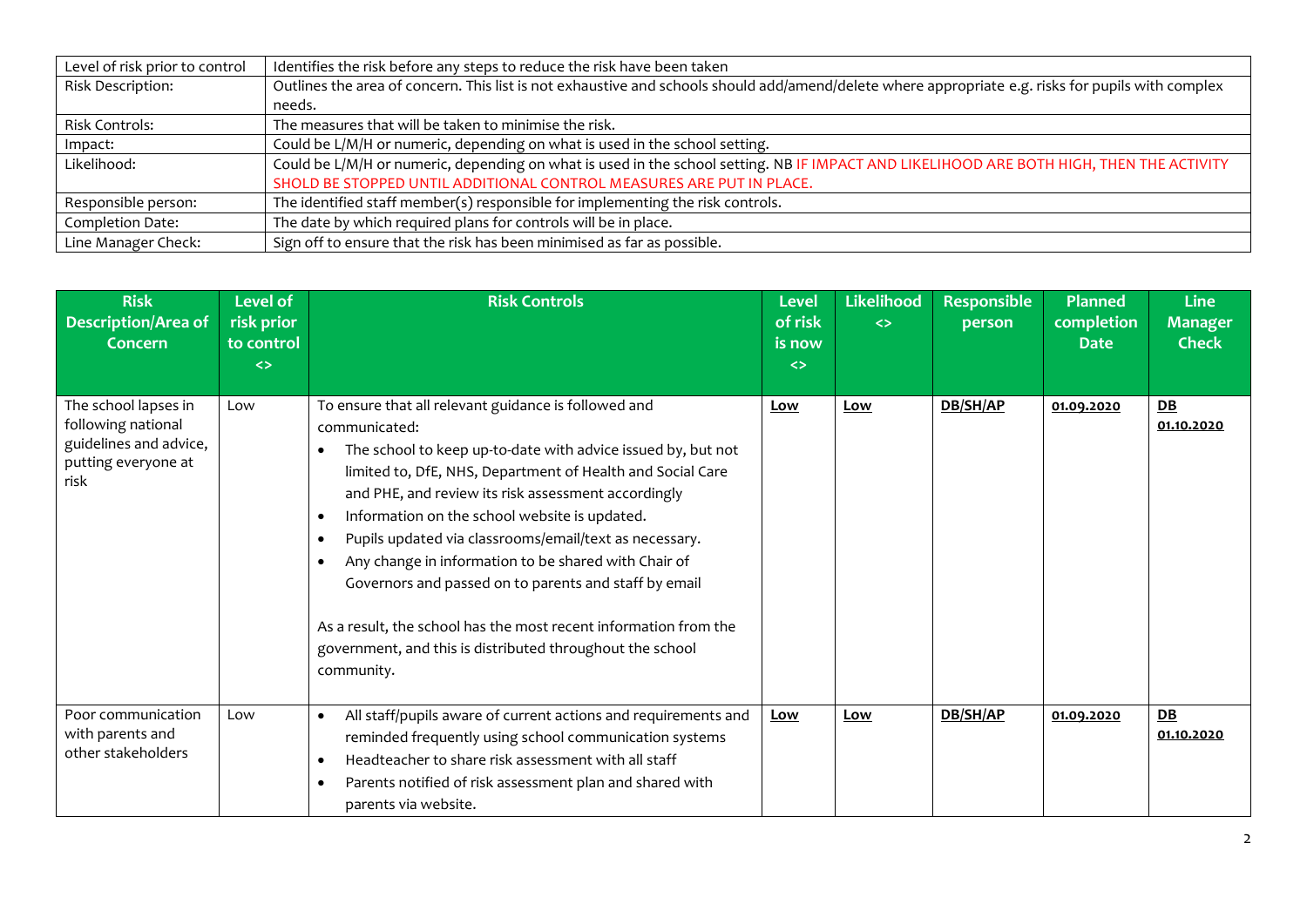| | |
|---|---|
| Level of risk prior to control | Identifies the risk before any steps to reduce the risk have been taken |
| Risk Description: | Outlines the area of concern. This list is not exhaustive and schools should add/amend/delete where appropriate e.g. risks for pupils with complex needs. |
| Risk Controls: | The measures that will be taken to minimise the risk. |
| Impact: | Could be L/M/H or numeric, depending on what is used in the school setting. |
| Likelihood: | Could be L/M/H or numeric, depending on what is used in the school setting. NB IF IMPACT AND LIKELIHOOD ARE BOTH HIGH, THEN THE ACTIVITY SHOLD BE STOPPED UNTIL ADDITIONAL CONTROL MEASURES ARE PUT IN PLACE. |
| Responsible person: | The identified staff member(s) responsible for implementing the risk controls. |
| Completion Date: | The date by which required plans for controls will be in place. |
| Line Manager Check: | Sign off to ensure that the risk has been minimised as far as possible. |

| Risk Description/Area of Concern | Level of risk prior to control <> | Risk Controls | Level of risk is now <> | Likelihood <> | Responsible person | Planned completion Date | Line Manager Check |
|---|---|---|---|---|---|---|---|
| The school lapses in following national guidelines and advice, putting everyone at risk | Low | To ensure that all relevant guidance is followed and communicated:<br>• The school to keep up-to-date with advice issued by, but not limited to, DfE, NHS, Department of Health and Social Care and PHE, and review its risk assessment accordingly<br>• Information on the school website is updated.<br>• Pupils updated via classrooms/email/text as necessary.<br>• Any change in information to be shared with Chair of Governors and passed on to parents and staff by email<br><br>As a result, the school has the most recent information from the government, and this is distributed throughout the school community. | **Low** | **Low** | **DB/SH/AP** | **01.09.2020** | **DB 01.10.2020** |
| Poor communication with parents and other stakeholders | Low | • All staff/pupils aware of current actions and requirements and reminded frequently using school communication systems<br>• Headteacher to share risk assessment with all staff<br>• Parents notified of risk assessment plan and shared with parents via website. | **Low** | **Low** | **DB/SH/AP** | **01.09.2020** | **DB 01.10.2020** |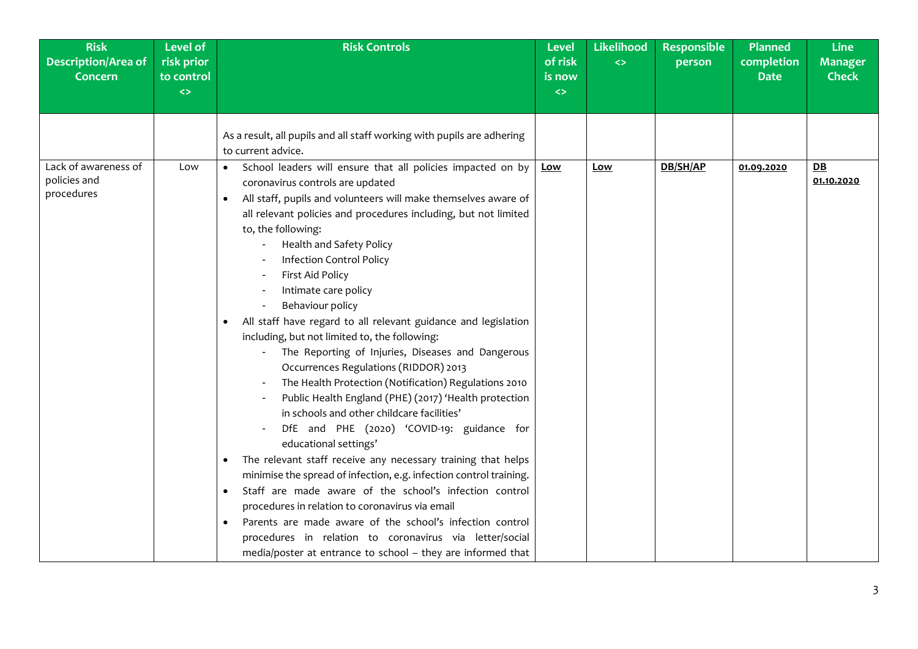| Risk Description/Area of Concern | Level of risk prior to control <> | Risk Controls | Level of risk is now <> | Likelihood <> | Responsible person | Planned completion Date | Line Manager Check |
|---|---|---|---|---|---|---|---|
| | | As a result, all pupils and all staff working with pupils are adhering to current advice. | | | | | |
| Lack of awareness of policies and procedures | Low | • School leaders will ensure that all policies impacted on by coronavirus controls are updated<br>• All staff, pupils and volunteers will make themselves aware of all relevant policies and procedures including, but not limited to, the following:<br>- Health and Safety Policy<br>- Infection Control Policy<br>- First Aid Policy<br>- Intimate care policy<br>- Behaviour policy<br>• All staff have regard to all relevant guidance and legislation including, but not limited to, the following:<br>- The Reporting of Injuries, Diseases and Dangerous Occurrences Regulations (RIDDOR) 2013<br>- The Health Protection (Notification) Regulations 2010<br>- Public Health England (PHE) (2017) 'Health protection in schools and other childcare facilities'<br>- DfE and PHE (2020) 'COVID-19: guidance for educational settings'<br>• The relevant staff receive any necessary training that helps minimise the spread of infection, e.g. infection control training.<br>• Staff are made aware of the school's infection control procedures in relation to coronavirus via email<br>• Parents are made aware of the school's infection control procedures in relation to coronavirus via letter/social media/poster at entrance to school – they are informed that | **Low** | **Low** | **DB/SH/AP** | **01.09.2020** | **DB 01.10.2020** |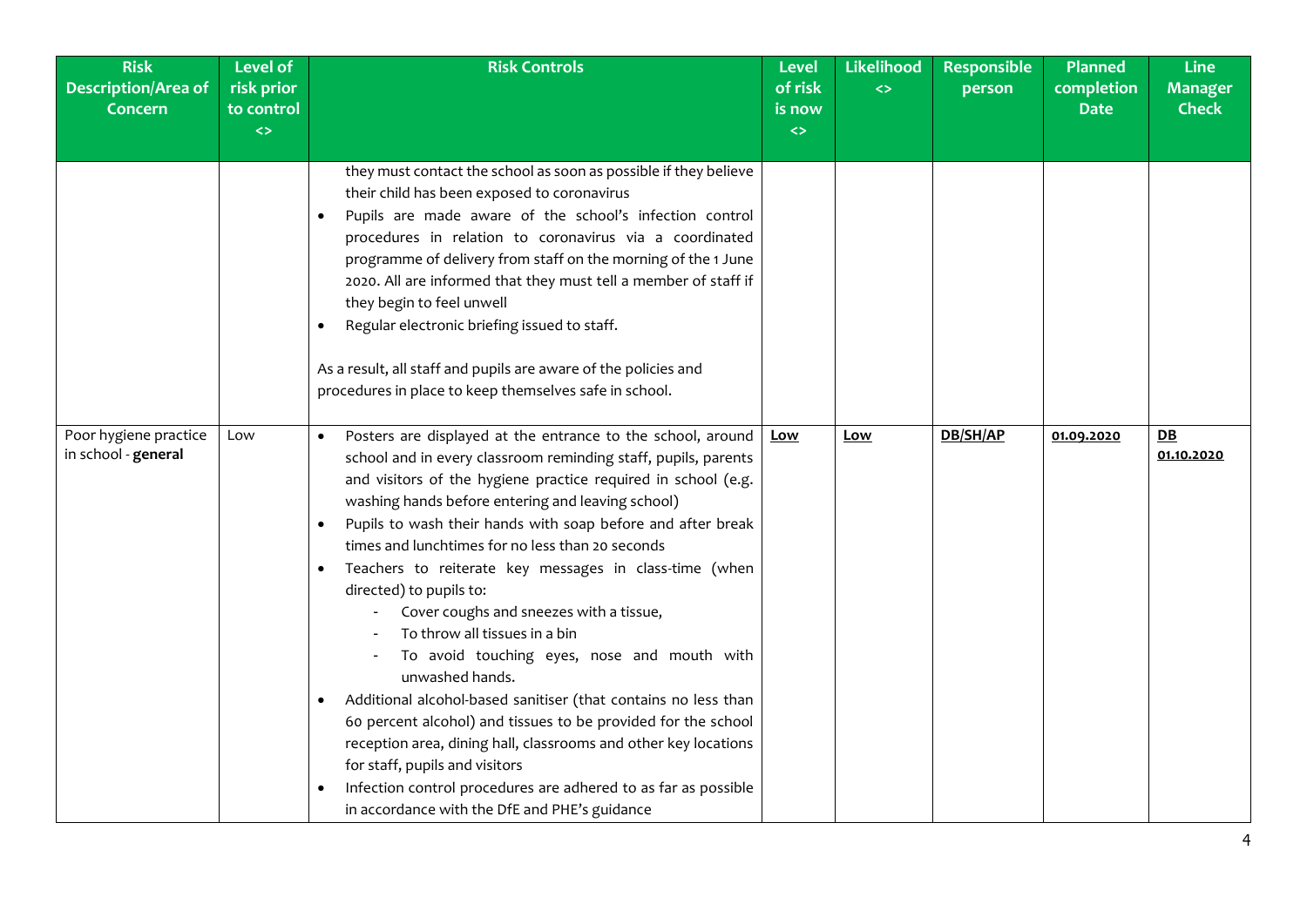| Risk Description/Area of Concern | Level of risk prior to control <> | Risk Controls | Level of risk is now <> | Likelihood <> | Responsible person | Planned completion Date | Line Manager Check |
|---|---|---|---|---|---|---|---|
| | | they must contact the school as soon as possible if they believe their child has been exposed to coronavirus<br>• Pupils are made aware of the school's infection control procedures in relation to coronavirus via a coordinated programme of delivery from staff on the morning of the 1 June 2020. All are informed that they must tell a member of staff if they begin to feel unwell<br>• Regular electronic briefing issued to staff.<br><br>As a result, all staff and pupils are aware of the policies and procedures in place to keep themselves safe in school. | | | | | |
| Poor hygiene practice in school - **general** | Low | • Posters are displayed at the entrance to the school, around school and in every classroom reminding staff, pupils, parents and visitors of the hygiene practice required in school (e.g. washing hands before entering and leaving school)<br>• Pupils to wash their hands with soap before and after break times and lunchtimes for no less than 20 seconds<br>• Teachers to reiterate key messages in class-time (when directed) to pupils to:<br>- Cover coughs and sneezes with a tissue,<br>- To throw all tissues in a bin<br>- To avoid touching eyes, nose and mouth with unwashed hands.<br>• Additional alcohol-based sanitiser (that contains no less than 60 percent alcohol) and tissues to be provided for the school reception area, dining hall, classrooms and other key locations for staff, pupils and visitors<br>• Infection control procedures are adhered to as far as possible in accordance with the DfE and PHE's guidance | **Low** | **Low** | **DB/SH/AP** | **01.09.2020** | **DB 01.10.2020** |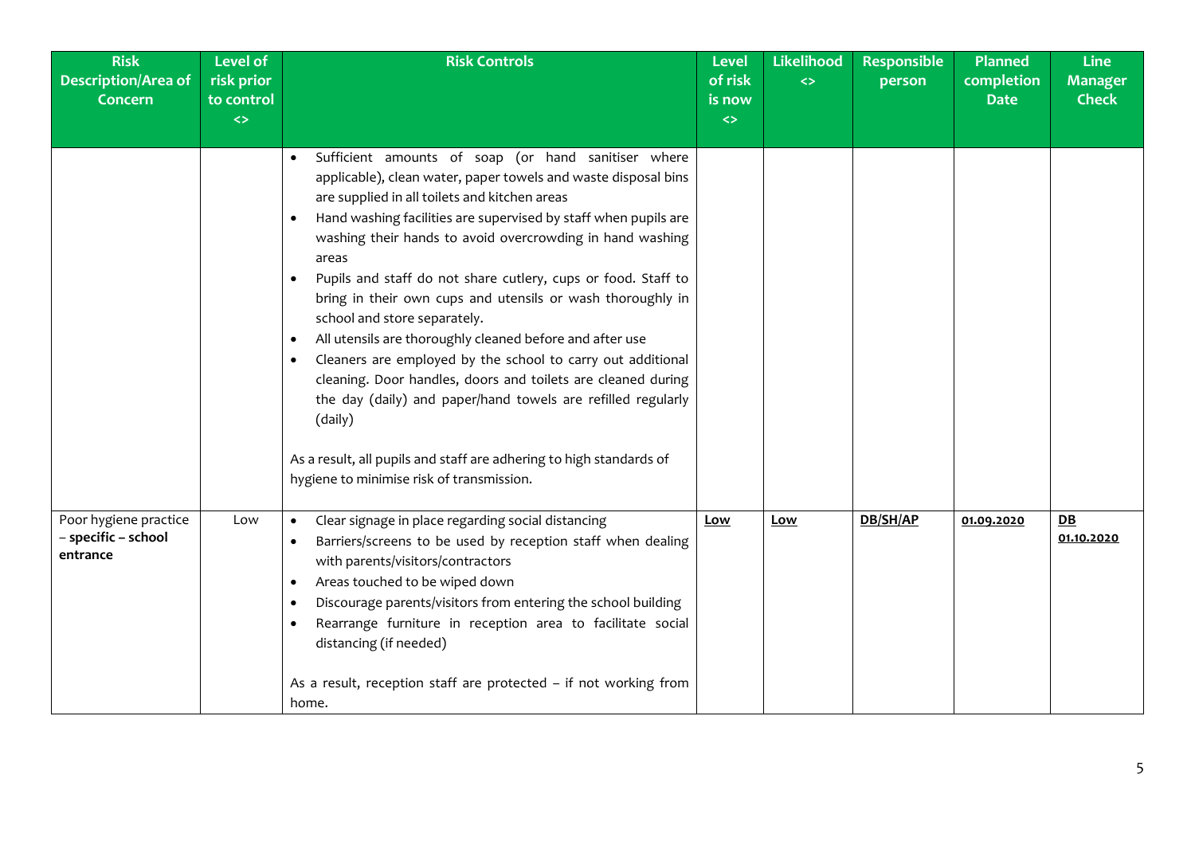| Risk Description/Area of Concern | Level of risk prior to control <> | Risk Controls | Level of risk is now <> | Likelihood <> | Responsible person | Planned completion Date | Line Manager Check |
|---|---|---|---|---|---|---|---|
| | | • Sufficient amounts of soap (or hand sanitiser where applicable), clean water, paper towels and waste disposal bins are supplied in all toilets and kitchen areas<br>• Hand washing facilities are supervised by staff when pupils are washing their hands to avoid overcrowding in hand washing areas<br>• Pupils and staff do not share cutlery, cups or food. Staff to bring in their own cups and utensils or wash thoroughly in school and store separately.<br>• All utensils are thoroughly cleaned before and after use<br>• Cleaners are employed by the school to carry out additional cleaning. Door handles, doors and toilets are cleaned during the day (daily) and paper/hand towels are refilled regularly (daily)<br><br>As a result, all pupils and staff are adhering to high standards of hygiene to minimise risk of transmission. | | | | | |
| Poor hygiene practice – **specific – school entrance** | Low | • Clear signage in place regarding social distancing<br>• Barriers/screens to be used by reception staff when dealing with parents/visitors/contractors<br>• Areas touched to be wiped down<br>• Discourage parents/visitors from entering the school building<br>• Rearrange furniture in reception area to facilitate social distancing (if needed)<br><br>As a result, reception staff are protected – if not working from home. | **Low** | **Low** | **DB/SH/AP** | **01.09.2020** | **DB 01.10.2020** |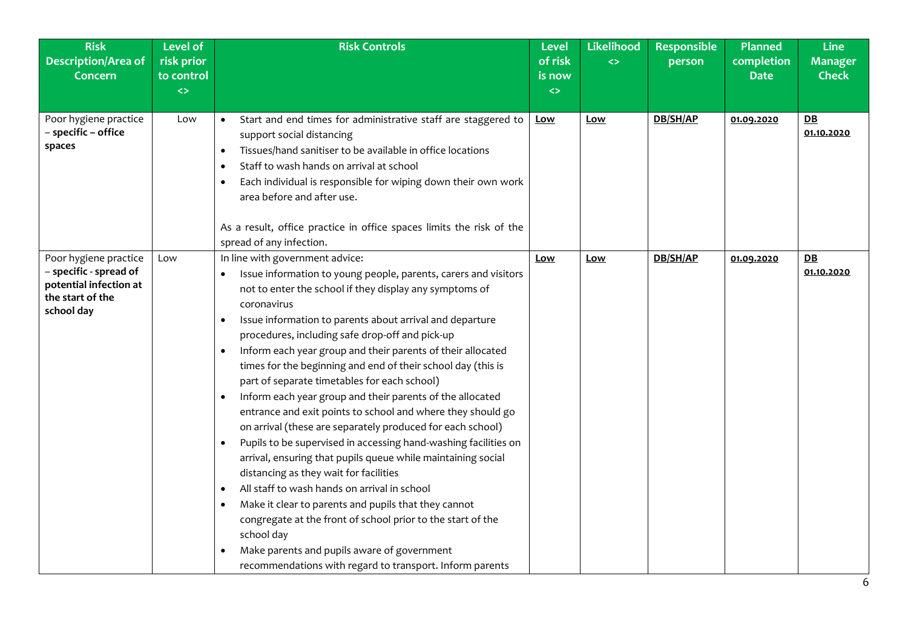| Risk Description/Area of Concern | Level of risk prior to control <> | Risk Controls | Level of risk is now <> | Likelihood <> | Responsible person | Planned completion Date | Line Manager Check |
|---|---|---|---|---|---|---|---|
| Poor hygiene practice – **specific – office spaces** | Low | • Start and end times for administrative staff are staggered to support social distancing<br>• Tissues/hand sanitiser to be available in office locations<br>• Staff to wash hands on arrival at school<br>• Each individual is responsible for wiping down their own work area before and after use.<br><br>As a result, office practice in office spaces limits the risk of the spread of any infection. | **Low** | **Low** | **DB/SH/AP** | **01.09.2020** | **DB 01.10.2020** |
| Poor hygiene practice – **specific - spread of potential infection at the start of the school day** | Low | In line with government advice:<br>• Issue information to young people, parents, carers and visitors not to enter the school if they display any symptoms of coronavirus<br>• Issue information to parents about arrival and departure procedures, including safe drop-off and pick-up<br>• Inform each year group and their parents of their allocated times for the beginning and end of their school day (this is part of separate timetables for each school)<br>• Inform each year group and their parents of the allocated entrance and exit points to school and where they should go on arrival (these are separately produced for each school)<br>• Pupils to be supervised in accessing hand-washing facilities on arrival, ensuring that pupils queue while maintaining social distancing as they wait for facilities<br>• All staff to wash hands on arrival in school<br>• Make it clear to parents and pupils that they cannot congregate at the front of school prior to the start of the school day<br>• Make parents and pupils aware of government recommendations with regard to transport. Inform parents | **Low** | **Low** | **DB/SH/AP** | **01.09.2020** | **DB 01.10.2020** |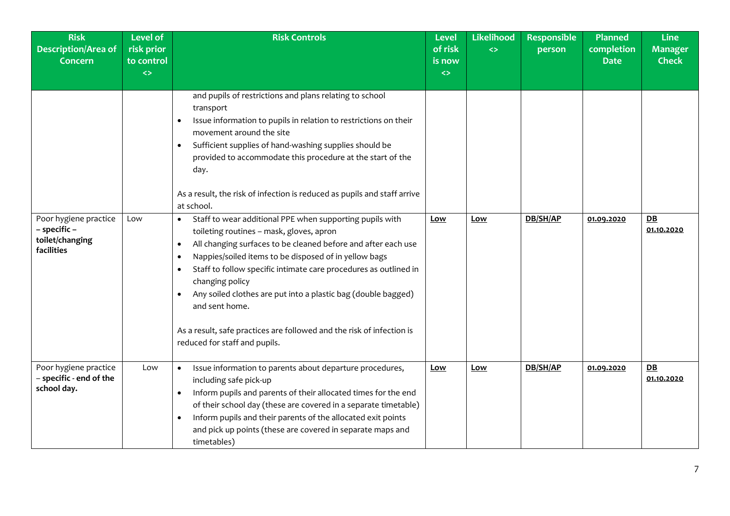| Risk Description/Area of Concern | Level of risk prior to control <> | Risk Controls | Level of risk is now <> | Likelihood <> | Responsible person | Planned completion Date | Line Manager Check |
|---|---|---|---|---|---|---|---|
| | | and pupils of restrictions and plans relating to school transport<br>• Issue information to pupils in relation to restrictions on their movement around the site<br>• Sufficient supplies of hand-washing supplies should be provided to accommodate this procedure at the start of the day.<br><br>As a result, the risk of infection is reduced as pupils and staff arrive at school. | | | | | |
| Poor hygiene practice – **specific – toilet/changing facilities** | Low | • Staff to wear additional PPE when supporting pupils with toileting routines – mask, gloves, apron<br>• All changing surfaces to be cleaned before and after each use<br>• Nappies/soiled items to be disposed of in yellow bags<br>• Staff to follow specific intimate care procedures as outlined in changing policy<br>• Any soiled clothes are put into a plastic bag (double bagged) and sent home.<br><br>As a result, safe practices are followed and the risk of infection is reduced for staff and pupils. | **Low** | **Low** | **DB/SH/AP** | **01.09.2020** | **DB 01.10.2020** |
| Poor hygiene practice – **specific - end of the school day.** | Low | • Issue information to parents about departure procedures, including safe pick-up<br>• Inform pupils and parents of their allocated times for the end of their school day (these are covered in a separate timetable)<br>• Inform pupils and their parents of the allocated exit points and pick up points (these are covered in separate maps and timetables) | **Low** | **Low** | **DB/SH/AP** | **01.09.2020** | **DB 01.10.2020** |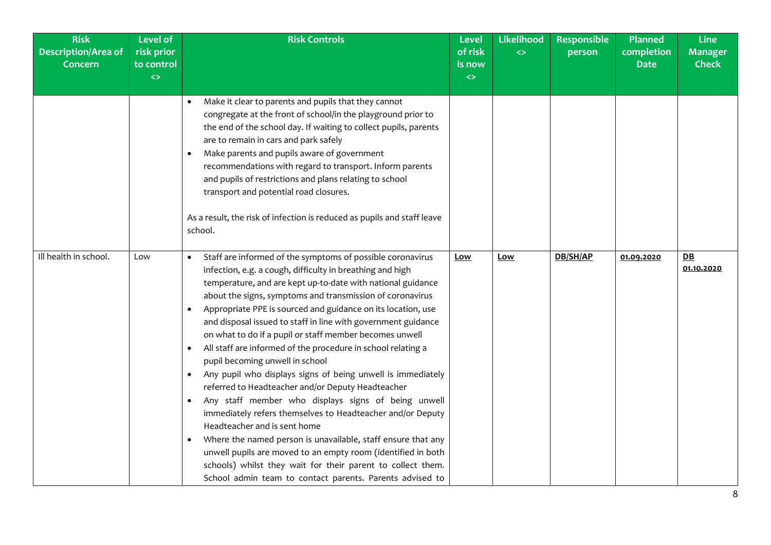| Risk Description/Area of Concern | Level of risk prior to control <> | Risk Controls | Level of risk is now <> | Likelihood <> | Responsible person | Planned completion Date | Line Manager Check |
|---|---|---|---|---|---|---|---|
| | | • Make it clear to parents and pupils that they cannot congregate at the front of school/in the playground prior to the end of the school day. If waiting to collect pupils, parents are to remain in cars and park safely<br>• Make parents and pupils aware of government recommendations with regard to transport. Inform parents and pupils of restrictions and plans relating to school transport and potential road closures.<br><br>As a result, the risk of infection is reduced as pupils and staff leave school. | | | | | |
| Ill health in school. | Low | • Staff are informed of the symptoms of possible coronavirus infection, e.g. a cough, difficulty in breathing and high temperature, and are kept up-to-date with national guidance about the signs, symptoms and transmission of coronavirus<br>• Appropriate PPE is sourced and guidance on its location, use and disposal issued to staff in line with government guidance on what to do if a pupil or staff member becomes unwell<br>• All staff are informed of the procedure in school relating a pupil becoming unwell in school<br>• Any pupil who displays signs of being unwell is immediately referred to Headteacher and/or Deputy Headteacher<br>• Any staff member who displays signs of being unwell immediately refers themselves to Headteacher and/or Deputy Headteacher and is sent home<br>• Where the named person is unavailable, staff ensure that any unwell pupils are moved to an empty room (identified in both schools) whilst they wait for their parent to collect them. School admin team to contact parents. Parents advised to | **Low** | **Low** | **DB/SH/AP** | **01.09.2020** | **DB**<br>**01.10.2020** |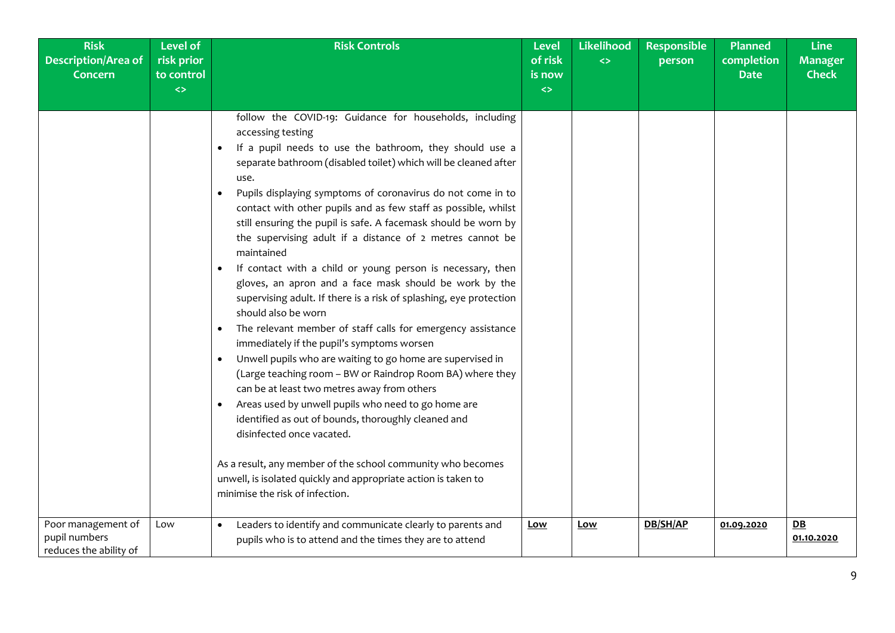| Risk Description/Area of Concern | Level of risk prior to control <> | Risk Controls | Level of risk is now <> | Likelihood <> | Responsible person | Planned completion Date | Line Manager Check |
|---|---|---|---|---|---|---|---|
| | | follow the COVID-19: Guidance for households, including accessing testing<br>• If a pupil needs to use the bathroom, they should use a separate bathroom (disabled toilet) which will be cleaned after use.<br>• Pupils displaying symptoms of coronavirus do not come in to contact with other pupils and as few staff as possible, whilst still ensuring the pupil is safe. A facemask should be worn by the supervising adult if a distance of 2 metres cannot be maintained<br>• If contact with a child or young person is necessary, then gloves, an apron and a face mask should be work by the supervising adult. If there is a risk of splashing, eye protection should also be worn<br>• The relevant member of staff calls for emergency assistance immediately if the pupil's symptoms worsen<br>• Unwell pupils who are waiting to go home are supervised in (Large teaching room – BW or Raindrop Room BA) where they can be at least two metres away from others<br>• Areas used by unwell pupils who need to go home are identified as out of bounds, thoroughly cleaned and disinfected once vacated.<br><br>As a result, any member of the school community who becomes unwell, is isolated quickly and appropriate action is taken to minimise the risk of infection. | | | | | |
| Poor management of pupil numbers reduces the ability of | Low | • Leaders to identify and communicate clearly to parents and pupils who is to attend and the times they are to attend | **Low** | **Low** | **DB/SH/AP** | **01.09.2020** | **DB 01.10.2020** |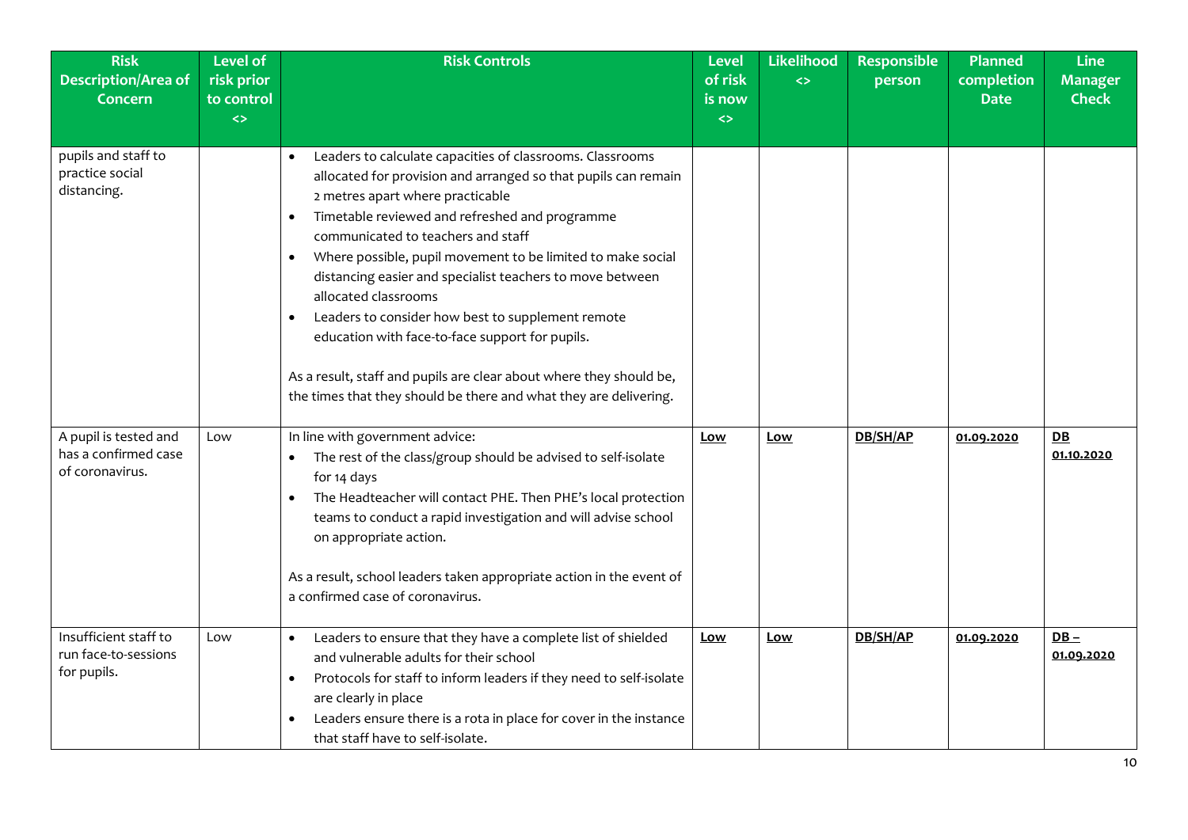| Risk Description/Area of Concern | Level of risk prior to control <> | Risk Controls | Level of risk is now <> | Likelihood <> | Responsible person | Planned completion Date | Line Manager Check |
|---|---|---|---|---|---|---|---|
| pupils and staff to practice social distancing. | | • Leaders to calculate capacities of classrooms. Classrooms allocated for provision and arranged so that pupils can remain 2 metres apart where practicable<br>• Timetable reviewed and refreshed and programme communicated to teachers and staff<br>• Where possible, pupil movement to be limited to make social distancing easier and specialist teachers to move between allocated classrooms<br>• Leaders to consider how best to supplement remote education with face-to-face support for pupils.<br><br>As a result, staff and pupils are clear about where they should be, the times that they should be there and what they are delivering. | | | | | |
| A pupil is tested and has a confirmed case of coronavirus. | Low | In line with government advice:<br>• The rest of the class/group should be advised to self-isolate for 14 days<br>• The Headteacher will contact PHE. Then PHE's local protection teams to conduct a rapid investigation and will advise school on appropriate action.<br><br>As a result, school leaders taken appropriate action in the event of a confirmed case of coronavirus. | **Low** | **Low** | **DB/SH/AP** | **01.09.2020** | **DB 01.10.2020** |
| Insufficient staff to run face-to-sessions for pupils. | Low | • Leaders to ensure that they have a complete list of shielded and vulnerable adults for their school<br>• Protocols for staff to inform leaders if they need to self-isolate are clearly in place<br>• Leaders ensure there is a rota in place for cover in the instance that staff have to self-isolate. | **Low** | **Low** | **DB/SH/AP** | **01.09.2020** | **DB – 01.09.2020** |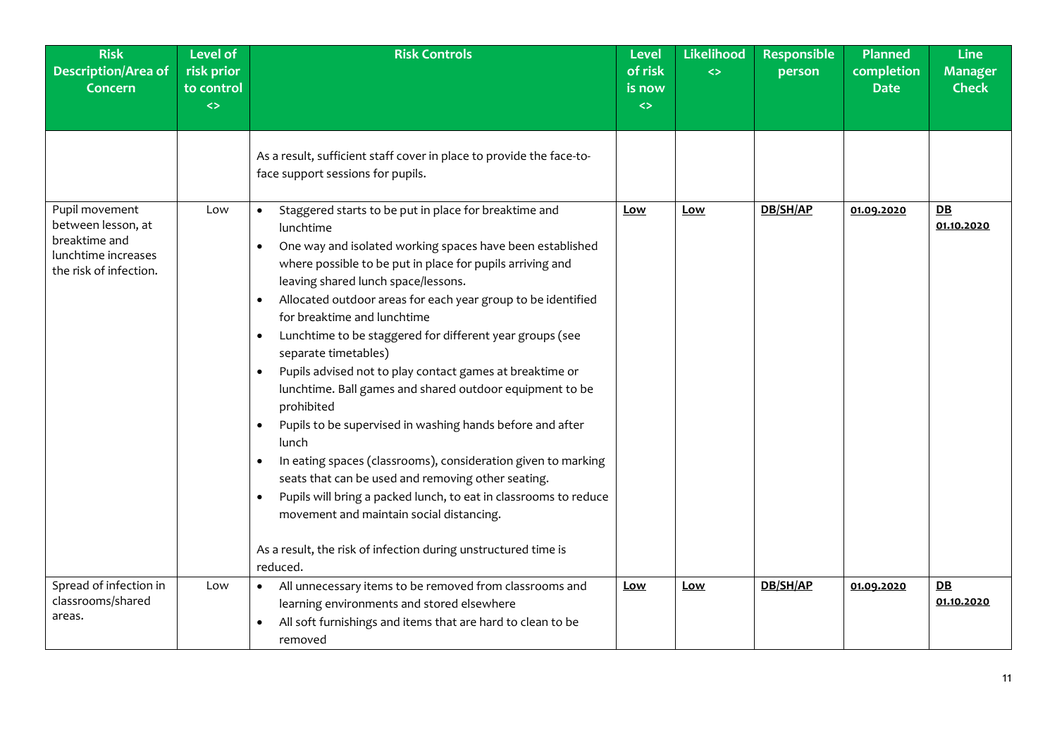| Risk Description/Area of Concern | Level of risk prior to control <> | Risk Controls | Level of risk is now <> | Likelihood <> | Responsible person | Planned completion Date | Line Manager Check |
|---|---|---|---|---|---|---|---|
| | | As a result, sufficient staff cover in place to provide the face-to-face support sessions for pupils. | | | | | |
| Pupil movement between lesson, at breaktime and lunchtime increases the risk of infection. | Low | • Staggered starts to be put in place for breaktime and lunchtime<br>• One way and isolated working spaces have been established where possible to be put in place for pupils arriving and leaving shared lunch space/lessons.<br>• Allocated outdoor areas for each year group to be identified for breaktime and lunchtime<br>• Lunchtime to be staggered for different year groups (see separate timetables)<br>• Pupils advised not to play contact games at breaktime or lunchtime. Ball games and shared outdoor equipment to be prohibited<br>• Pupils to be supervised in washing hands before and after lunch<br>• In eating spaces (classrooms), consideration given to marking seats that can be used and removing other seating.<br>• Pupils will bring a packed lunch, to eat in classrooms to reduce movement and maintain social distancing.<br><br>As a result, the risk of infection during unstructured time is reduced. | **Low** | **Low** | **DB/SH/AP** | **01.09.2020** | **DB 01.10.2020** |
| Spread of infection in classrooms/shared areas. | Low | • All unnecessary items to be removed from classrooms and learning environments and stored elsewhere<br>• All soft furnishings and items that are hard to clean to be removed | **Low** | **Low** | **DB/SH/AP** | **01.09.2020** | **DB 01.10.2020** |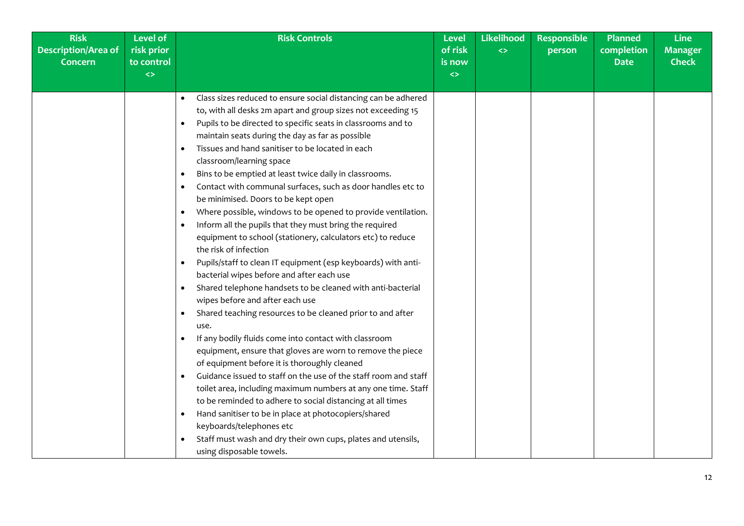| Risk Description/Area of Concern | Level of risk prior to control <> | Risk Controls | Level of risk is now <> | Likelihood <> | Responsible person | Planned completion Date | Line Manager Check |
|---|---|---|---|---|---|---|---|
| | | • Class sizes reduced to ensure social distancing can be adhered to, with all desks 2m apart and group sizes not exceeding 15<br>• Pupils to be directed to specific seats in classrooms and to maintain seats during the day as far as possible<br>• Tissues and hand sanitiser to be located in each classroom/learning space<br>• Bins to be emptied at least twice daily in classrooms.<br>• Contact with communal surfaces, such as door handles etc to be minimised. Doors to be kept open<br>• Where possible, windows to be opened to provide ventilation.<br>• Inform all the pupils that they must bring the required equipment to school (stationery, calculators etc) to reduce the risk of infection<br>• Pupils/staff to clean IT equipment (esp keyboards) with anti-bacterial wipes before and after each use<br>• Shared telephone handsets to be cleaned with anti-bacterial wipes before and after each use<br>• Shared teaching resources to be cleaned prior to and after use.<br>• If any bodily fluids come into contact with classroom equipment, ensure that gloves are worn to remove the piece of equipment before it is thoroughly cleaned<br>• Guidance issued to staff on the use of the staff room and staff toilet area, including maximum numbers at any one time. Staff to be reminded to adhere to social distancing at all times<br>• Hand sanitiser to be in place at photocopiers/shared keyboards/telephones etc<br>• Staff must wash and dry their own cups, plates and utensils, using disposable towels. | | | | | |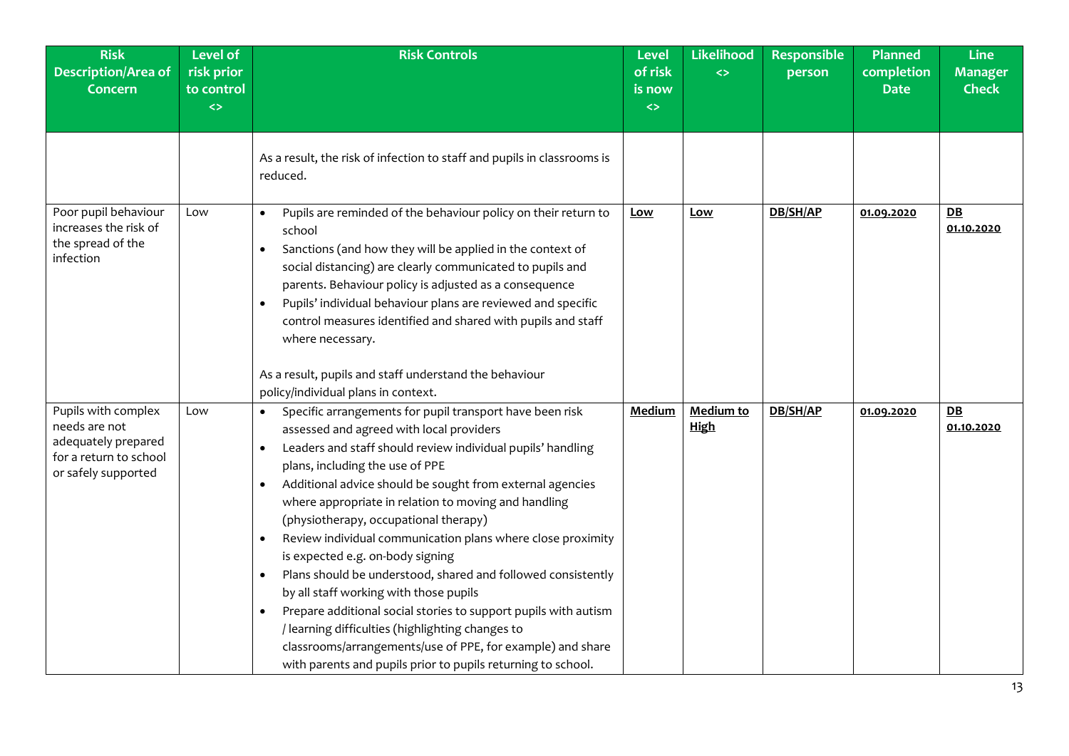| Risk Description/Area of Concern | Level of risk prior to control <> | Risk Controls | Level of risk is now <> | Likelihood <> | Responsible person | Planned completion Date | Line Manager Check |
|---|---|---|---|---|---|---|---|
| | | As a result, the risk of infection to staff and pupils in classrooms is reduced. | | | | | |
| Poor pupil behaviour increases the risk of the spread of the infection | Low | • Pupils are reminded of the behaviour policy on their return to school<br>• Sanctions (and how they will be applied in the context of social distancing) are clearly communicated to pupils and parents. Behaviour policy is adjusted as a consequence<br>• Pupils' individual behaviour plans are reviewed and specific control measures identified and shared with pupils and staff where necessary.<br><br>As a result, pupils and staff understand the behaviour policy/individual plans in context. | **Low** | **Low** | **DB/SH/AP** | **01.09.2020** | **DB 01.10.2020** |
| Pupils with complex needs are not adequately prepared for a return to school or safely supported | Low | • Specific arrangements for pupil transport have been risk assessed and agreed with local providers<br>• Leaders and staff should review individual pupils' handling plans, including the use of PPE<br>• Additional advice should be sought from external agencies where appropriate in relation to moving and handling (physiotherapy, occupational therapy)<br>• Review individual communication plans where close proximity is expected e.g. on-body signing<br>• Plans should be understood, shared and followed consistently by all staff working with those pupils<br>• Prepare additional social stories to support pupils with autism / learning difficulties (highlighting changes to classrooms/arrangements/use of PPE, for example) and share with parents and pupils prior to pupils returning to school. | **Medium** | **Medium to High** | **DB/SH/AP** | **01.09.2020** | **DB 01.10.2020** |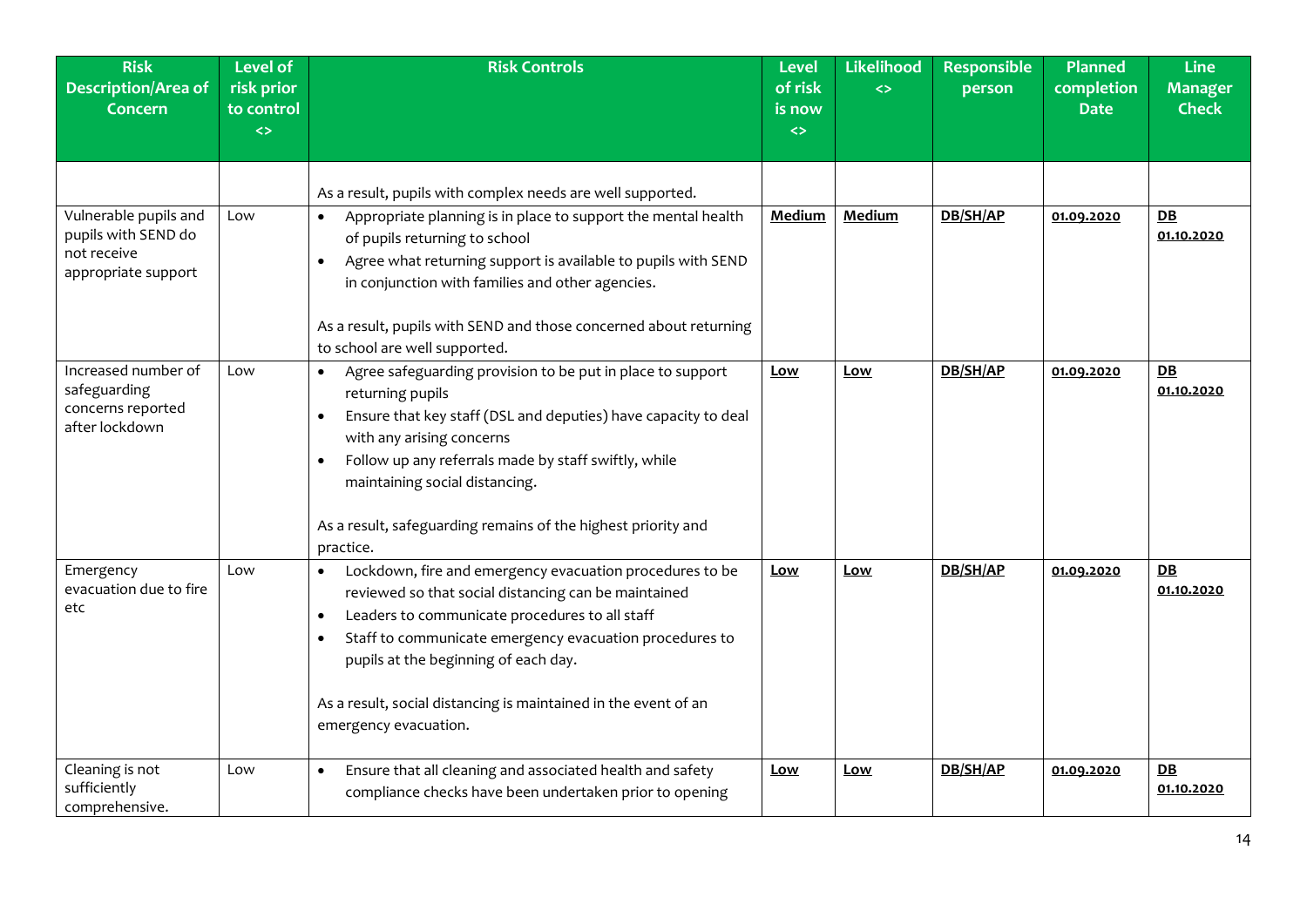| Risk Description/Area of Concern | Level of risk prior to control <> | Risk Controls | Level of risk is now <> | Likelihood <> | Responsible person | Planned completion Date | Line Manager Check |
|---|---|---|---|---|---|---|---|
| | | As a result, pupils with complex needs are well supported. | | | | | |
| Vulnerable pupils and pupils with SEND do not receive appropriate support | Low | • Appropriate planning is in place to support the mental health of pupils returning to school<br>• Agree what returning support is available to pupils with SEND in conjunction with families and other agencies.<br><br>As a result, pupils with SEND and those concerned about returning to school are well supported. | **Medium** | **Medium** | **DB/SH/AP** | **01.09.2020** | **DB 01.10.2020** |
| Increased number of safeguarding concerns reported after lockdown | Low | • Agree safeguarding provision to be put in place to support returning pupils<br>• Ensure that key staff (DSL and deputies) have capacity to deal with any arising concerns<br>• Follow up any referrals made by staff swiftly, while maintaining social distancing.<br><br>As a result, safeguarding remains of the highest priority and practice. | **Low** | **Low** | **DB/SH/AP** | **01.09.2020** | **DB 01.10.2020** |
| Emergency evacuation due to fire etc | Low | • Lockdown, fire and emergency evacuation procedures to be reviewed so that social distancing can be maintained<br>• Leaders to communicate procedures to all staff<br>• Staff to communicate emergency evacuation procedures to pupils at the beginning of each day.<br><br>As a result, social distancing is maintained in the event of an emergency evacuation. | **Low** | **Low** | **DB/SH/AP** | **01.09.2020** | **DB 01.10.2020** |
| Cleaning is not sufficiently comprehensive. | Low | • Ensure that all cleaning and associated health and safety compliance checks have been undertaken prior to opening | **Low** | **Low** | **DB/SH/AP** | **01.09.2020** | **DB 01.10.2020** |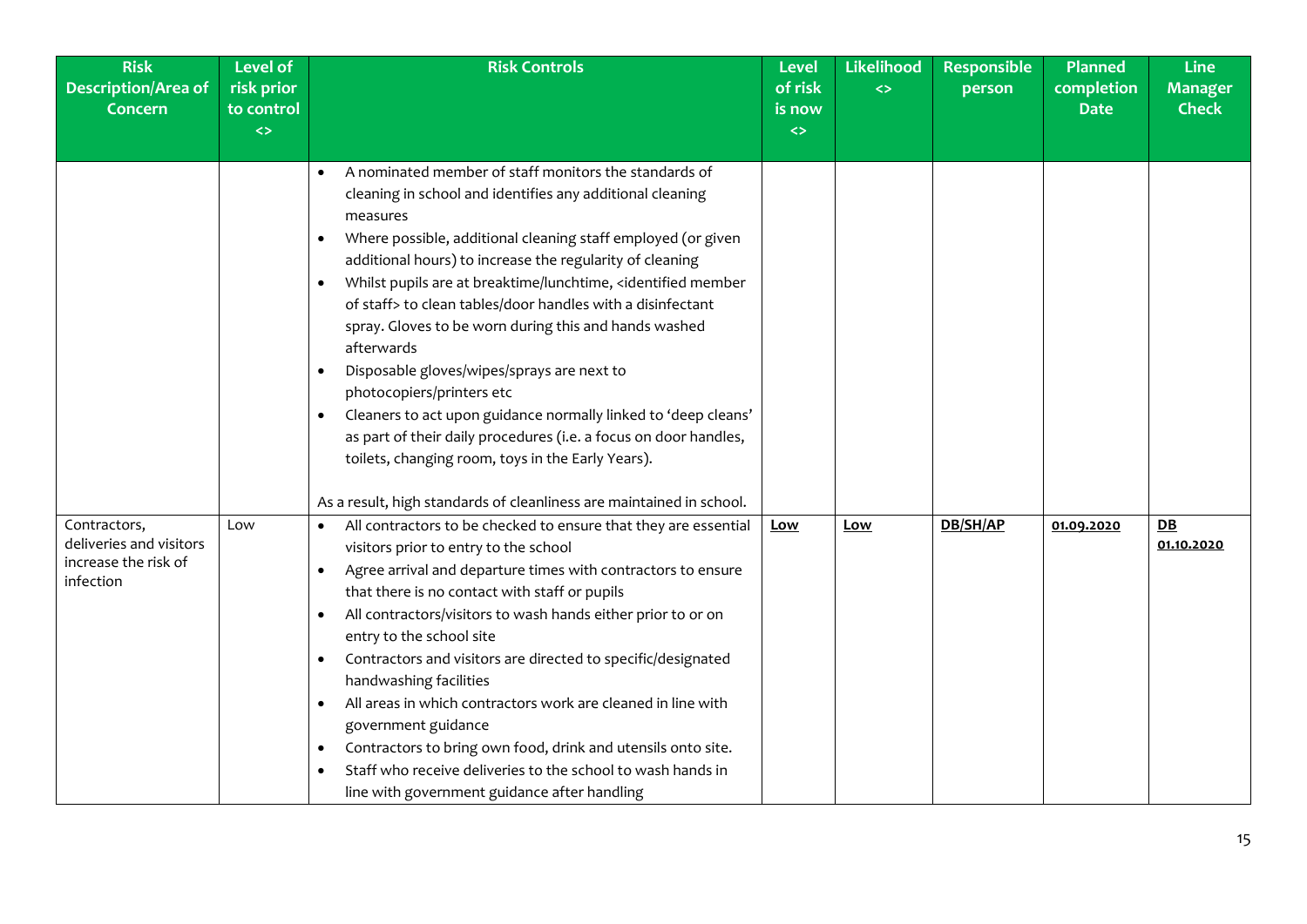| Risk Description/Area of Concern | Level of risk prior to control <> | Risk Controls | Level of risk is now <> | Likelihood <> | Responsible person | Planned completion Date | Line Manager Check |
|---|---|---|---|---|---|---|---|
| | | • A nominated member of staff monitors the standards of cleaning in school and identifies any additional cleaning measures<br>• Where possible, additional cleaning staff employed (or given additional hours) to increase the regularity of cleaning<br>• Whilst pupils are at breaktime/lunchtime, <identified member of staff> to clean tables/door handles with a disinfectant spray. Gloves to be worn during this and hands washed afterwards<br>• Disposable gloves/wipes/sprays are next to photocopiers/printers etc<br>• Cleaners to act upon guidance normally linked to 'deep cleans' as part of their daily procedures (i.e. a focus on door handles, toilets, changing room, toys in the Early Years).<br><br>As a result, high standards of cleanliness are maintained in school. | | | | | |
| Contractors, deliveries and visitors increase the risk of infection | Low | • All contractors to be checked to ensure that they are essential visitors prior to entry to the school<br>• Agree arrival and departure times with contractors to ensure that there is no contact with staff or pupils<br>• All contractors/visitors to wash hands either prior to or on entry to the school site<br>• Contractors and visitors are directed to specific/designated handwashing facilities<br>• All areas in which contractors work are cleaned in line with government guidance<br>• Contractors to bring own food, drink and utensils onto site.<br>• Staff who receive deliveries to the school to wash hands in line with government guidance after handling | **Low** | **Low** | **DB/SH/AP** | **01.09.2020** | **DB 01.10.2020** |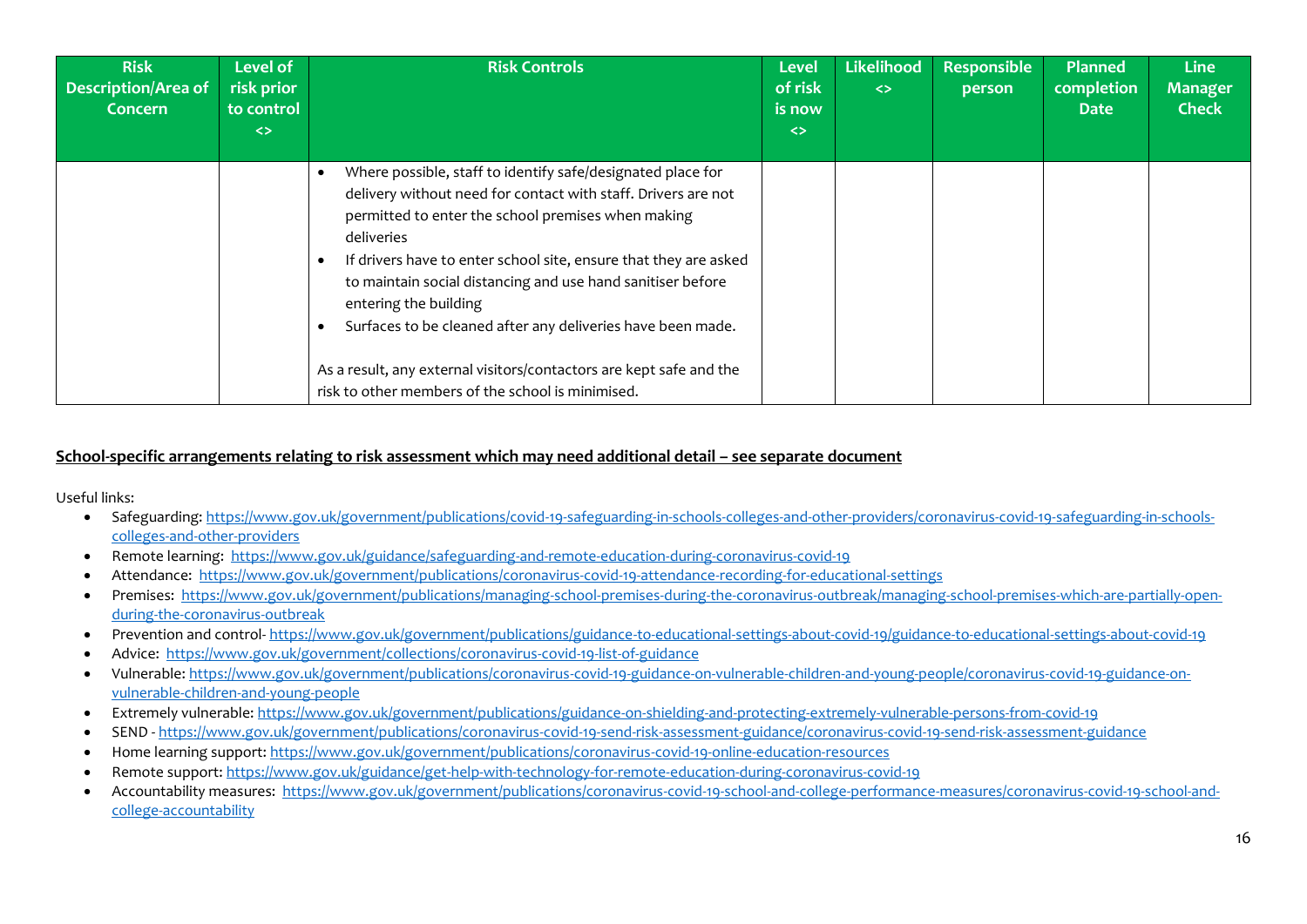| Risk Description/Area of Concern | Level of risk prior to control <> | Risk Controls | Level of risk is now <> | Likelihood <> | Responsible person | Planned completion Date | Line Manager Check |
| --- | --- | --- | --- | --- | --- | --- | --- |
| | | • Where possible, staff to identify safe/designated place for delivery without need for contact with staff. Drivers are not permitted to enter the school premises when making deliveries<br>• If drivers have to enter school site, ensure that they are asked to maintain social distancing and use hand sanitiser before entering the building<br>• Surfaces to be cleaned after any deliveries have been made.<br><br>As a result, any external visitors/contactors are kept safe and the risk to other members of the school is minimised. | | | | | |

**School-specific arrangements relating to risk assessment which may need additional detail – see separate document**

Useful links:

- Safeguarding: https://www.gov.uk/government/publications/covid-19-safeguarding-in-schools-colleges-and-other-providers/coronavirus-covid-19-safeguarding-in-schools-colleges-and-other-providers
- Remote learning: https://www.gov.uk/guidance/safeguarding-and-remote-education-during-coronavirus-covid-19
- Attendance: https://www.gov.uk/government/publications/coronavirus-covid-19-attendance-recording-for-educational-settings
- Premises: https://www.gov.uk/government/publications/managing-school-premises-during-the-coronavirus-outbreak/managing-school-premises-which-are-partially-open-during-the-coronavirus-outbreak
- Prevention and control- https://www.gov.uk/government/publications/guidance-to-educational-settings-about-covid-19/guidance-to-educational-settings-about-covid-19
- Advice: https://www.gov.uk/government/collections/coronavirus-covid-19-list-of-guidance
- Vulnerable: https://www.gov.uk/government/publications/coronavirus-covid-19-guidance-on-vulnerable-children-and-young-people/coronavirus-covid-19-guidance-on-vulnerable-children-and-young-people
- Extremely vulnerable: https://www.gov.uk/government/publications/guidance-on-shielding-and-protecting-extremely-vulnerable-persons-from-covid-19
- SEND - https://www.gov.uk/government/publications/coronavirus-covid-19-send-risk-assessment-guidance/coronavirus-covid-19-send-risk-assessment-guidance
- Home learning support: https://www.gov.uk/government/publications/coronavirus-covid-19-online-education-resources
- Remote support: https://www.gov.uk/guidance/get-help-with-technology-for-remote-education-during-coronavirus-covid-19
- Accountability measures: https://www.gov.uk/government/publications/coronavirus-covid-19-school-and-college-performance-measures/coronavirus-covid-19-school-and-college-accountability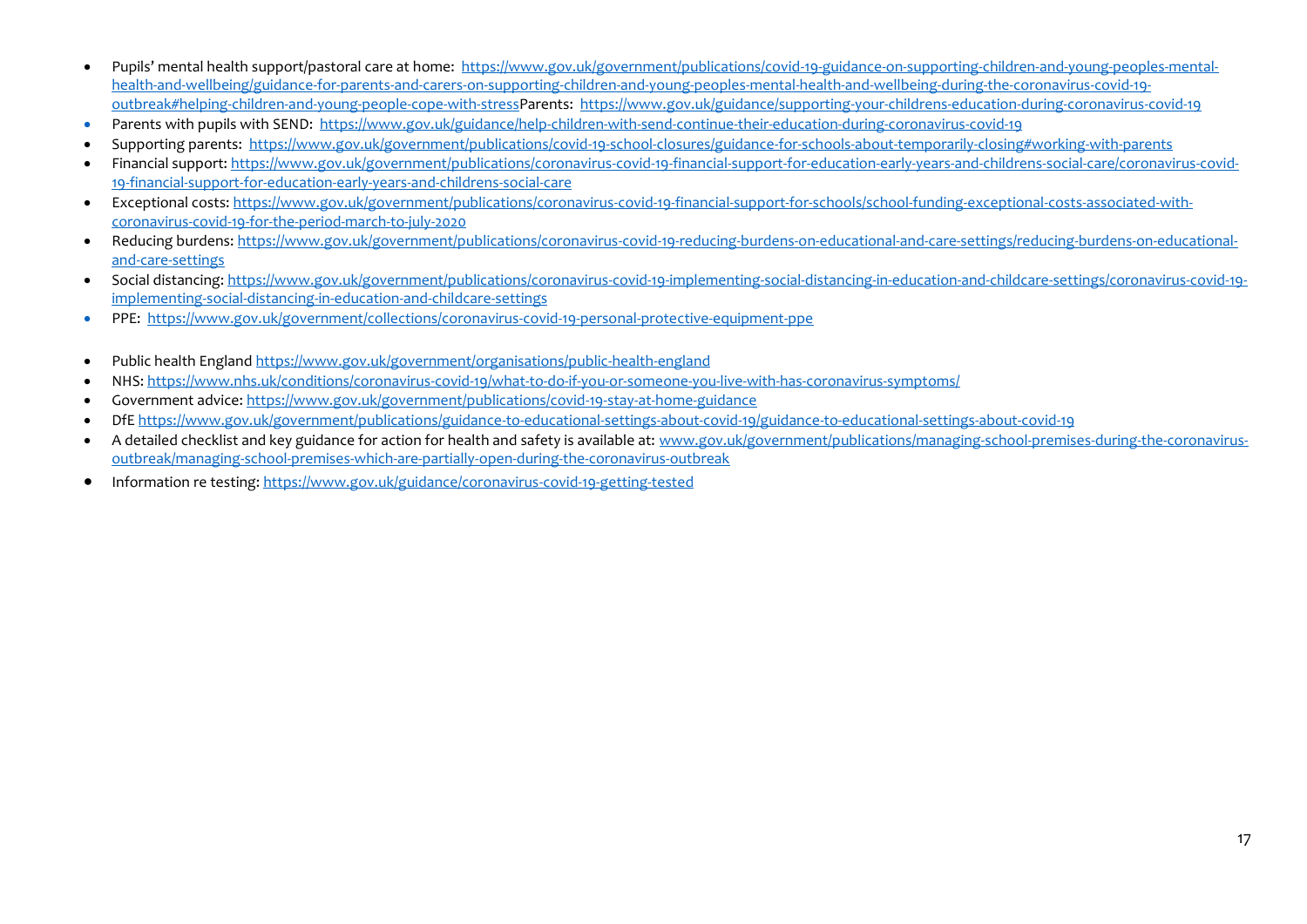- Pupils' mental health support/pastoral care at home: https://www.gov.uk/government/publications/covid-19-guidance-on-supporting-children-and-young-peoples-mental-health-and-wellbeing/guidance-for-parents-and-carers-on-supporting-children-and-young-peoples-mental-health-and-wellbeing-during-the-coronavirus-covid-19-outbreak#helping-children-and-young-people-cope-with-stressParents: https://www.gov.uk/guidance/supporting-your-childrens-education-during-coronavirus-covid-19
- Parents with pupils with SEND: https://www.gov.uk/guidance/help-children-with-send-continue-their-education-during-coronavirus-covid-19
- Supporting parents: https://www.gov.uk/government/publications/covid-19-school-closures/guidance-for-schools-about-temporarily-closing#working-with-parents
- Financial support: https://www.gov.uk/government/publications/coronavirus-covid-19-financial-support-for-education-early-years-and-childrens-social-care/coronavirus-covid-19-financial-support-for-education-early-years-and-childrens-social-care
- Exceptional costs: https://www.gov.uk/government/publications/coronavirus-covid-19-financial-support-for-schools/school-funding-exceptional-costs-associated-with-coronavirus-covid-19-for-the-period-march-to-july-2020
- Reducing burdens: https://www.gov.uk/government/publications/coronavirus-covid-19-reducing-burdens-on-educational-and-care-settings/reducing-burdens-on-educational-and-care-settings
- Social distancing: https://www.gov.uk/government/publications/coronavirus-covid-19-implementing-social-distancing-in-education-and-childcare-settings/coronavirus-covid-19-implementing-social-distancing-in-education-and-childcare-settings
- PPE: https://www.gov.uk/government/collections/coronavirus-covid-19-personal-protective-equipment-ppe

- Public health England https://www.gov.uk/government/organisations/public-health-england
- NHS: https://www.nhs.uk/conditions/coronavirus-covid-19/what-to-do-if-you-or-someone-you-live-with-has-coronavirus-symptoms/
- Government advice: https://www.gov.uk/government/publications/covid-19-stay-at-home-guidance
- DfE https://www.gov.uk/government/publications/guidance-to-educational-settings-about-covid-19/guidance-to-educational-settings-about-covid-19
- A detailed checklist and key guidance for action for health and safety is available at: www.gov.uk/government/publications/managing-school-premises-during-the-coronavirus-outbreak/managing-school-premises-which-are-partially-open-during-the-coronavirus-outbreak
- Information re testing: https://www.gov.uk/guidance/coronavirus-covid-19-getting-tested